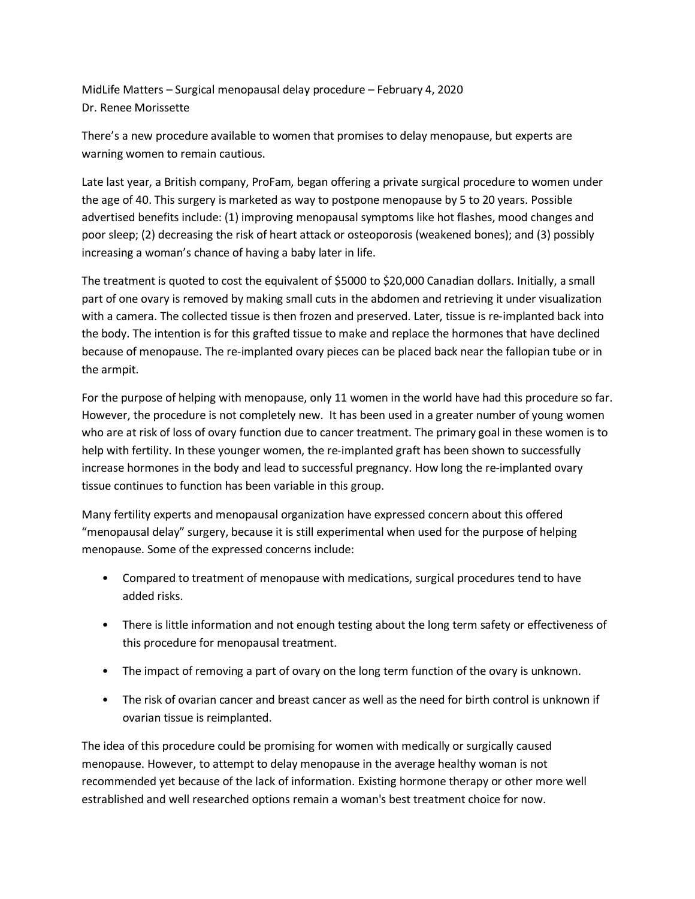MidLife Matters – Surgical menopausal delay procedure – February 4, 2020
Dr. Renee Morissette

There's a new procedure available to women that promises to delay menopause, but experts are warning women to remain cautious.

Late last year, a British company, ProFam, began offering a private surgical procedure to women under the age of 40. This surgery is marketed as way to postpone menopause by 5 to 20 years. Possible advertised benefits include: (1) improving menopausal symptoms like hot flashes, mood changes and poor sleep; (2) decreasing the risk of heart attack or osteoporosis (weakened bones); and (3) possibly increasing a woman's chance of having a baby later in life.

The treatment is quoted to cost the equivalent of $5000 to $20,000 Canadian dollars. Initially, a small part of one ovary is removed by making small cuts in the abdomen and retrieving it under visualization with a camera. The collected tissue is then frozen and preserved. Later, tissue is re-implanted back into the body. The intention is for this grafted tissue to make and replace the hormones that have declined because of menopause. The re-implanted ovary pieces can be placed back near the fallopian tube or in the armpit.

For the purpose of helping with menopause, only 11 women in the world have had this procedure so far. However, the procedure is not completely new. It has been used in a greater number of young women who are at risk of loss of ovary function due to cancer treatment. The primary goal in these women is to help with fertility. In these younger women, the re-implanted graft has been shown to successfully increase hormones in the body and lead to successful pregnancy. How long the re-implanted ovary tissue continues to function has been variable in this group.

Many fertility experts and menopausal organization have expressed concern about this offered "menopausal delay" surgery, because it is still experimental when used for the purpose of helping menopause. Some of the expressed concerns include:

- Compared to treatment of menopause with medications, surgical procedures tend to have added risks.
- There is little information and not enough testing about the long term safety or effectiveness of this procedure for menopausal treatment.
- The impact of removing a part of ovary on the long term function of the ovary is unknown.
- The risk of ovarian cancer and breast cancer as well as the need for birth control is unknown if ovarian tissue is reimplanted.

The idea of this procedure could be promising for women with medically or surgically caused menopause. However, to attempt to delay menopause in the average healthy woman is not recommended yet because of the lack of information. Existing hormone therapy or other more well estrablished and well researched options remain a woman's best treatment choice for now.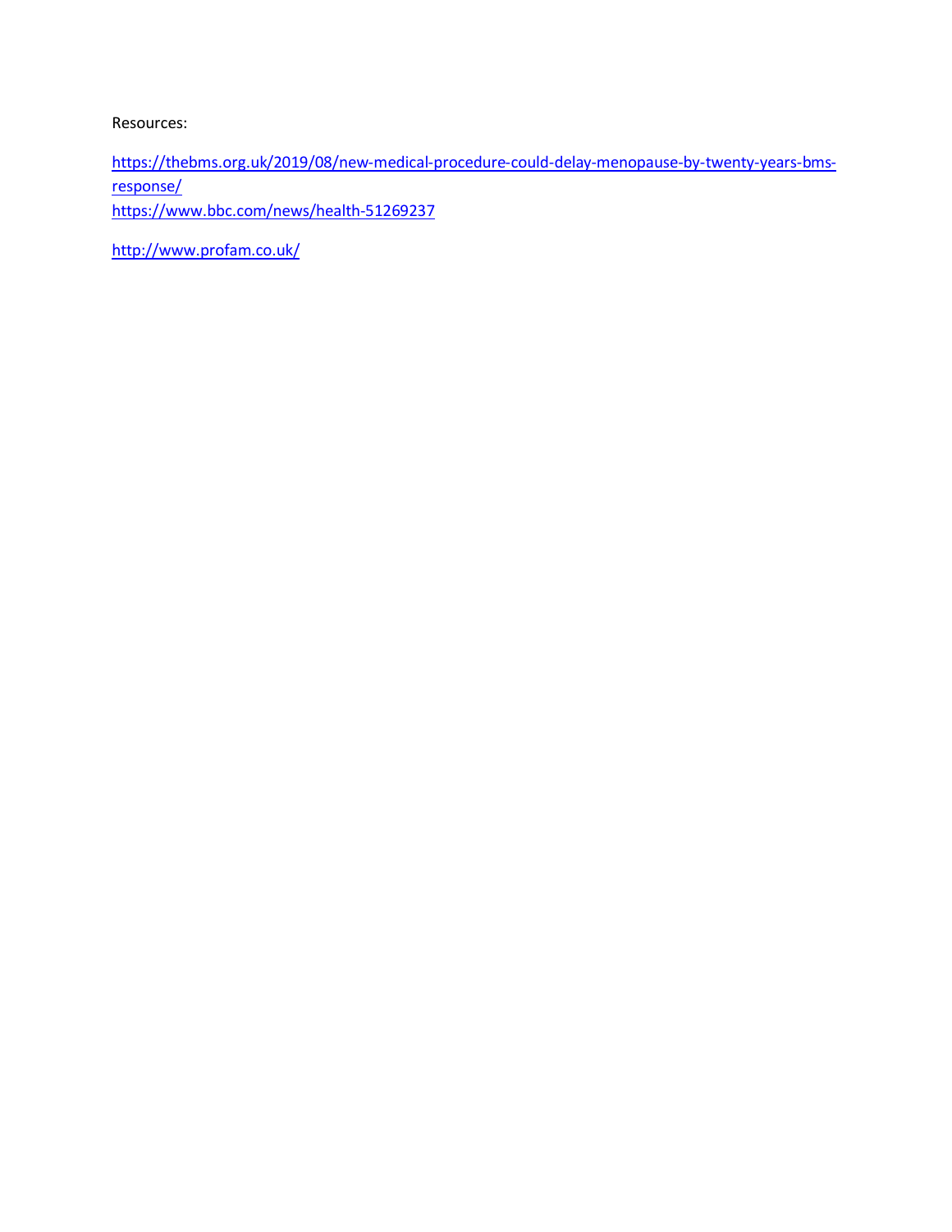Resources:

https://thebms.org.uk/2019/08/new-medical-procedure-could-delay-menopause-by-twenty-years-bms-response/
https://www.bbc.com/news/health-51269237

http://www.profam.co.uk/